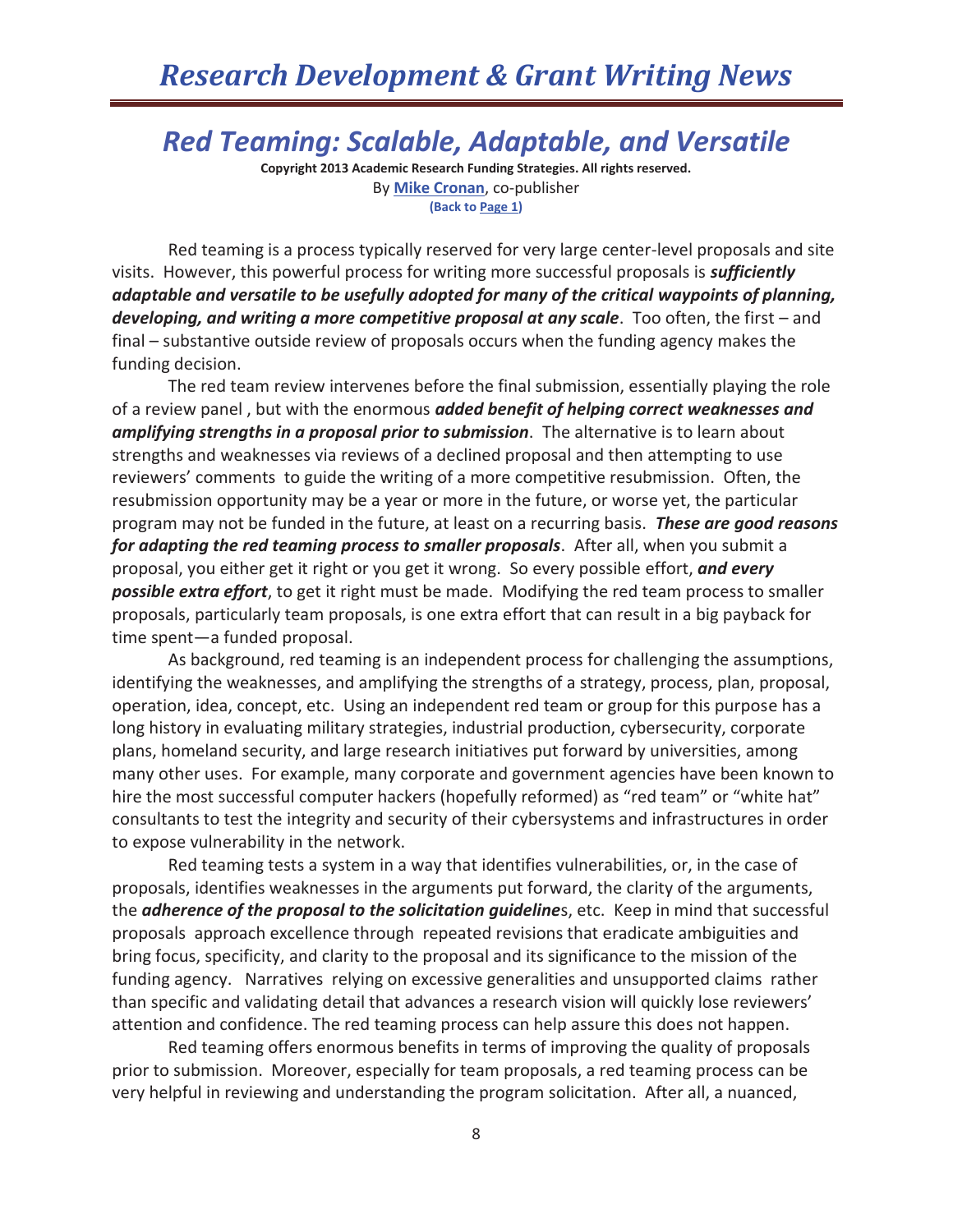# *Red Teaming: Scalable, Adaptable, and Versatile*

**Copyright 2013 Academic Research Funding Strategies. All rights reserved.**
By **Mike Cronan**, co-publisher
**(Back to Page 1)**

Red teaming is a process typically reserved for very large center-level proposals and site visits. However, this powerful process for writing more successful proposals is ***sufficiently adaptable and versatile to be usefully adopted for many of the critical waypoints of planning, developing, and writing a more competitive proposal at any scale***. Too often, the first – and final – substantive outside review of proposals occurs when the funding agency makes the funding decision.

The red team review intervenes before the final submission, essentially playing the role of a review panel , but with the enormous ***added benefit of helping correct weaknesses and amplifying strengths in a proposal prior to submission***. The alternative is to learn about strengths and weaknesses via reviews of a declined proposal and then attempting to use reviewers' comments to guide the writing of a more competitive resubmission. Often, the resubmission opportunity may be a year or more in the future, or worse yet, the particular program may not be funded in the future, at least on a recurring basis. ***These are good reasons for adapting the red teaming process to smaller proposals***. After all, when you submit a proposal, you either get it right or you get it wrong. So every possible effort, ***and every possible extra effort***, to get it right must be made. Modifying the red team process to smaller proposals, particularly team proposals, is one extra effort that can result in a big payback for time spent—a funded proposal.

As background, red teaming is an independent process for challenging the assumptions, identifying the weaknesses, and amplifying the strengths of a strategy, process, plan, proposal, operation, idea, concept, etc. Using an independent red team or group for this purpose has a long history in evaluating military strategies, industrial production, cybersecurity, corporate plans, homeland security, and large research initiatives put forward by universities, among many other uses. For example, many corporate and government agencies have been known to hire the most successful computer hackers (hopefully reformed) as "red team" or "white hat" consultants to test the integrity and security of their cybersystems and infrastructures in order to expose vulnerability in the network.

Red teaming tests a system in a way that identifies vulnerabilities, or, in the case of proposals, identifies weaknesses in the arguments put forward, the clarity of the arguments, the ***adherence of the proposal to the solicitation guideline***s, etc. Keep in mind that successful proposals approach excellence through repeated revisions that eradicate ambiguities and bring focus, specificity, and clarity to the proposal and its significance to the mission of the funding agency. Narratives relying on excessive generalities and unsupported claims rather than specific and validating detail that advances a research vision will quickly lose reviewers' attention and confidence. The red teaming process can help assure this does not happen.

Red teaming offers enormous benefits in terms of improving the quality of proposals prior to submission. Moreover, especially for team proposals, a red teaming process can be very helpful in reviewing and understanding the program solicitation. After all, a nuanced,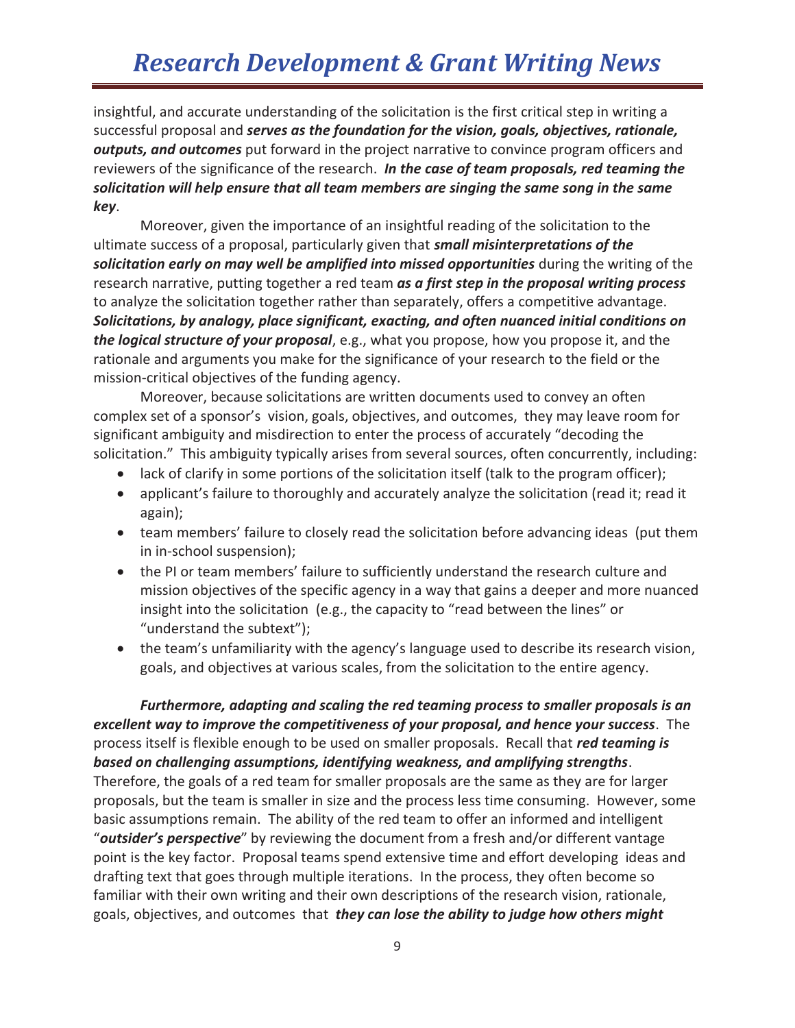insightful, and accurate understanding of the solicitation is the first critical step in writing a successful proposal and ***serves as the foundation for the vision, goals, objectives, rationale, outputs, and outcomes*** put forward in the project narrative to convince program officers and reviewers of the significance of the research. ***In the case of team proposals, red teaming the solicitation will help ensure that all team members are singing the same song in the same key***.

Moreover, given the importance of an insightful reading of the solicitation to the ultimate success of a proposal, particularly given that ***small misinterpretations of the solicitation early on may well be amplified into missed opportunities*** during the writing of the research narrative, putting together a red team ***as a first step in the proposal writing process*** to analyze the solicitation together rather than separately, offers a competitive advantage. ***Solicitations, by analogy, place significant, exacting, and often nuanced initial conditions on the logical structure of your proposal***, e.g., what you propose, how you propose it, and the rationale and arguments you make for the significance of your research to the field or the mission-critical objectives of the funding agency.

Moreover, because solicitations are written documents used to convey an often complex set of a sponsor's vision, goals, objectives, and outcomes, they may leave room for significant ambiguity and misdirection to enter the process of accurately "decoding the solicitation." This ambiguity typically arises from several sources, often concurrently, including:

- lack of clarify in some portions of the solicitation itself (talk to the program officer);
- applicant's failure to thoroughly and accurately analyze the solicitation (read it; read it again);
- team members' failure to closely read the solicitation before advancing ideas (put them in in-school suspension);
- the PI or team members' failure to sufficiently understand the research culture and mission objectives of the specific agency in a way that gains a deeper and more nuanced insight into the solicitation (e.g., the capacity to "read between the lines" or "understand the subtext");
- the team's unfamiliarity with the agency's language used to describe its research vision, goals, and objectives at various scales, from the solicitation to the entire agency.

***Furthermore, adapting and scaling the red teaming process to smaller proposals is an excellent way to improve the competitiveness of your proposal, and hence your success***. The process itself is flexible enough to be used on smaller proposals. Recall that ***red teaming is based on challenging assumptions, identifying weakness, and amplifying strengths***. Therefore, the goals of a red team for smaller proposals are the same as they are for larger proposals, but the team is smaller in size and the process less time consuming. However, some basic assumptions remain. The ability of the red team to offer an informed and intelligent "***outsider's perspective***" by reviewing the document from a fresh and/or different vantage point is the key factor. Proposal teams spend extensive time and effort developing ideas and drafting text that goes through multiple iterations. In the process, they often become so familiar with their own writing and their own descriptions of the research vision, rationale, goals, objectives, and outcomes that ***they can lose the ability to judge how others might***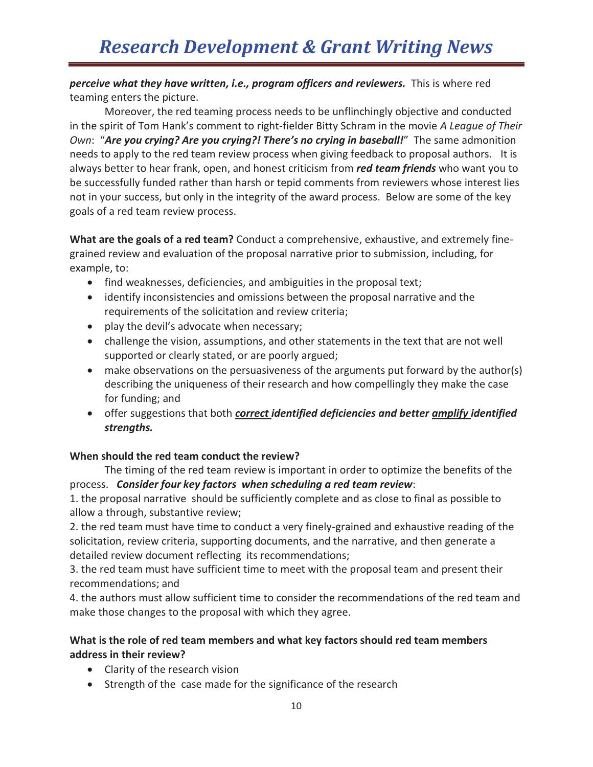***perceive what they have written, i.e., program officers and reviewers.*** This is where red teaming enters the picture.

Moreover, the red teaming process needs to be unflinchingly objective and conducted in the spirit of Tom Hank's comment to right-fielder Bitty Schram in the movie *A League of Their Own*: "***Are you crying? Are you crying?! There's no crying in baseball!***" The same admonition needs to apply to the red team review process when giving feedback to proposal authors. It is always better to hear frank, open, and honest criticism from ***red team friends*** who want you to be successfully funded rather than harsh or tepid comments from reviewers whose interest lies not in your success, but only in the integrity of the award process. Below are some of the key goals of a red team review process.

**What are the goals of a red team?** Conduct a comprehensive, exhaustive, and extremely fine-grained review and evaluation of the proposal narrative prior to submission, including, for example, to:

- find weaknesses, deficiencies, and ambiguities in the proposal text;
- identify inconsistencies and omissions between the proposal narrative and the requirements of the solicitation and review criteria;
- play the devil's advocate when necessary;
- challenge the vision, assumptions, and other statements in the text that are not well supported or clearly stated, or are poorly argued;
- make observations on the persuasiveness of the arguments put forward by the author(s) describing the uniqueness of their research and how compellingly they make the case for funding; and
- offer suggestions that both ***correct identified deficiencies and better amplify identified strengths.***

**When should the red team conduct the review?**

The timing of the red team review is important in order to optimize the benefits of the process. ***Consider four key factors when scheduling a red team review***:

1. the proposal narrative should be sufficiently complete and as close to final as possible to allow a through, substantive review;
2. the red team must have time to conduct a very finely-grained and exhaustive reading of the solicitation, review criteria, supporting documents, and the narrative, and then generate a detailed review document reflecting its recommendations;
3. the red team must have sufficient time to meet with the proposal team and present their recommendations; and
4. the authors must allow sufficient time to consider the recommendations of the red team and make those changes to the proposal with which they agree.

**What is the role of red team members and what key factors should red team members address in their review?**

- Clarity of the research vision
- Strength of the case made for the significance of the research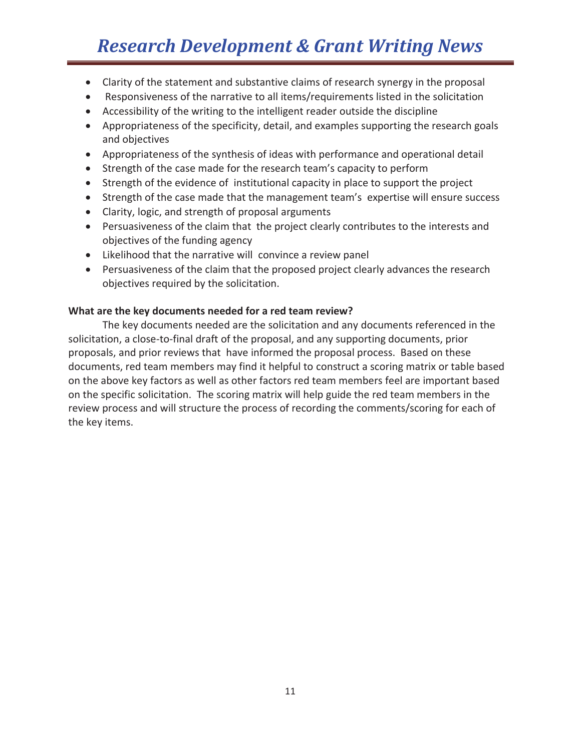- Clarity of the statement and substantive claims of research synergy in the proposal
- Responsiveness of the narrative to all items/requirements listed in the solicitation
- Accessibility of the writing to the intelligent reader outside the discipline
- Appropriateness of the specificity, detail, and examples supporting the research goals and objectives
- Appropriateness of the synthesis of ideas with performance and operational detail
- Strength of the case made for the research team's capacity to perform
- Strength of the evidence of institutional capacity in place to support the project
- Strength of the case made that the management team's expertise will ensure success
- Clarity, logic, and strength of proposal arguments
- Persuasiveness of the claim that the project clearly contributes to the interests and objectives of the funding agency
- Likelihood that the narrative will convince a review panel
- Persuasiveness of the claim that the proposed project clearly advances the research objectives required by the solicitation.

**What are the key documents needed for a red team review?**

The key documents needed are the solicitation and any documents referenced in the solicitation, a close-to-final draft of the proposal, and any supporting documents, prior proposals, and prior reviews that have informed the proposal process. Based on these documents, red team members may find it helpful to construct a scoring matrix or table based on the above key factors as well as other factors red team members feel are important based on the specific solicitation. The scoring matrix will help guide the red team members in the review process and will structure the process of recording the comments/scoring for each of the key items.